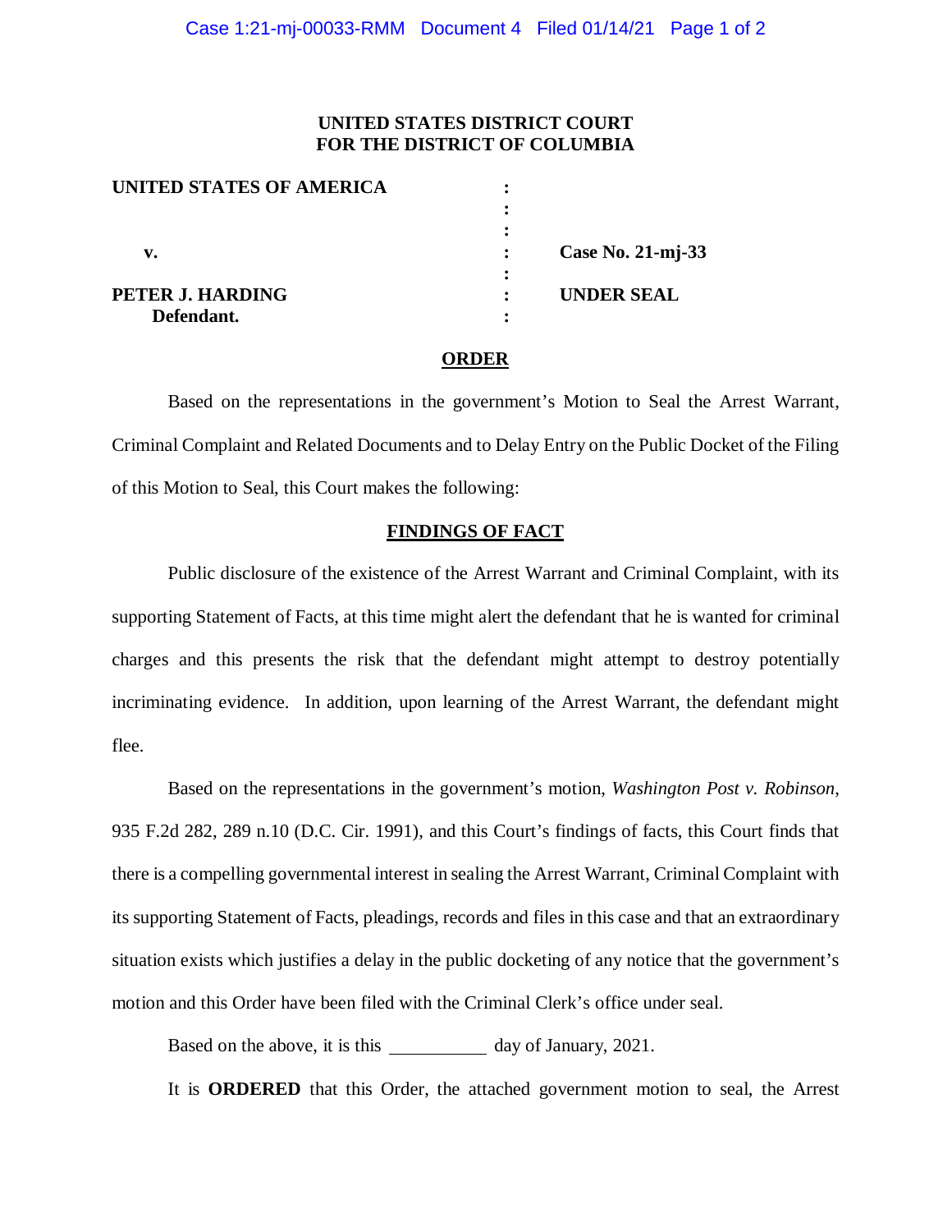**UNITED STATES DISTRICT COURT**
**FOR THE DISTRICT OF COLUMBIA**

| | | |
|---|---|---|
| **UNITED STATES OF AMERICA** | : | |
| | : | |
| | : | |
| **v.** | : | **Case No. 21-mj-33** |
| | : | |
| **PETER J. HARDING** | : | **UNDER SEAL** |
| **Defendant.** | : | |

## ORDER

Based on the representations in the government's Motion to Seal the Arrest Warrant, Criminal Complaint and Related Documents and to Delay Entry on the Public Docket of the Filing of this Motion to Seal, this Court makes the following:

## FINDINGS OF FACT

Public disclosure of the existence of the Arrest Warrant and Criminal Complaint, with its supporting Statement of Facts, at this time might alert the defendant that he is wanted for criminal charges and this presents the risk that the defendant might attempt to destroy potentially incriminating evidence. In addition, upon learning of the Arrest Warrant, the defendant might flee.

Based on the representations in the government's motion, *Washington Post v. Robinson*, 935 F.2d 282, 289 n.10 (D.C. Cir. 1991), and this Court's findings of facts, this Court finds that there is a compelling governmental interest in sealing the Arrest Warrant, Criminal Complaint with its supporting Statement of Facts, pleadings, records and files in this case and that an extraordinary situation exists which justifies a delay in the public docketing of any notice that the government's motion and this Order have been filed with the Criminal Clerk's office under seal.

Based on the above, it is this __________ day of January, 2021.

It is **ORDERED** that this Order, the attached government motion to seal, the Arrest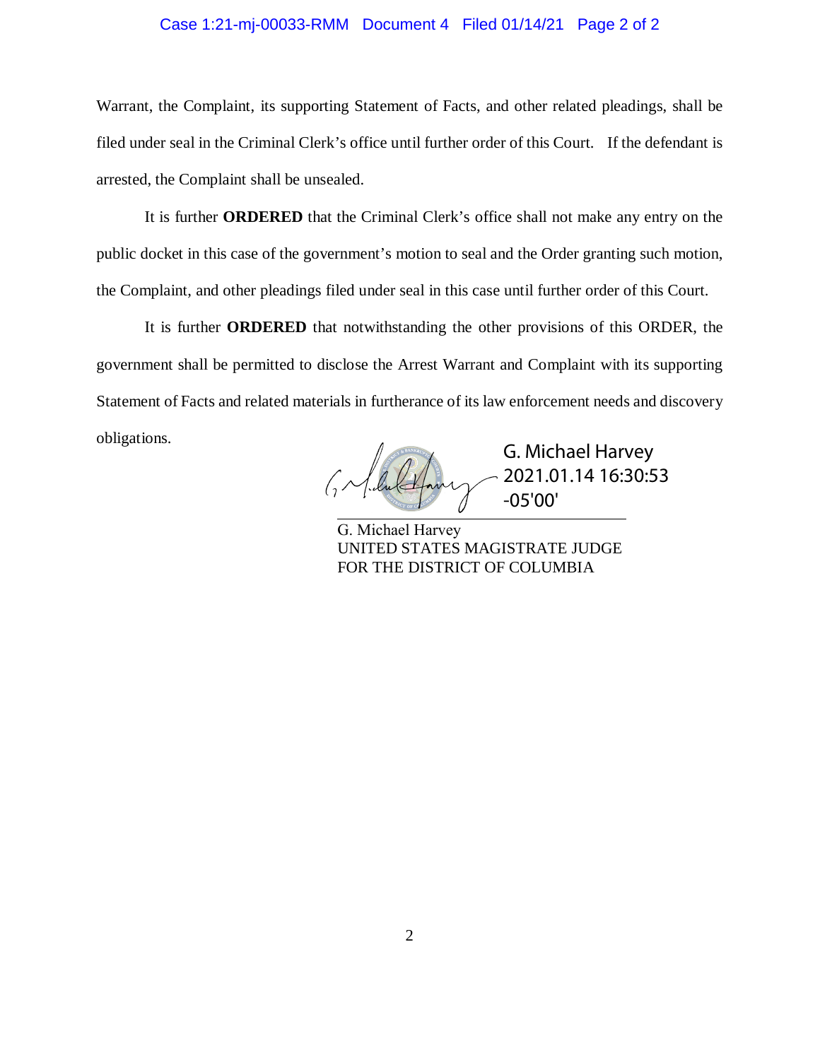Warrant, the Complaint, its supporting Statement of Facts, and other related pleadings, shall be filed under seal in the Criminal Clerk's office until further order of this Court. If the defendant is arrested, the Complaint shall be unsealed.

It is further **ORDERED** that the Criminal Clerk's office shall not make any entry on the public docket in this case of the government's motion to seal and the Order granting such motion, the Complaint, and other pleadings filed under seal in this case until further order of this Court.

It is further **ORDERED** that notwithstanding the other provisions of this ORDER, the government shall be permitted to disclose the Arrest Warrant and Complaint with its supporting Statement of Facts and related materials in furtherance of its law enforcement needs and discovery obligations.

G. Michael Harvey
2021.01.14 16:30:53
-05'00'

G. Michael Harvey
UNITED STATES MAGISTRATE JUDGE
FOR THE DISTRICT OF COLUMBIA